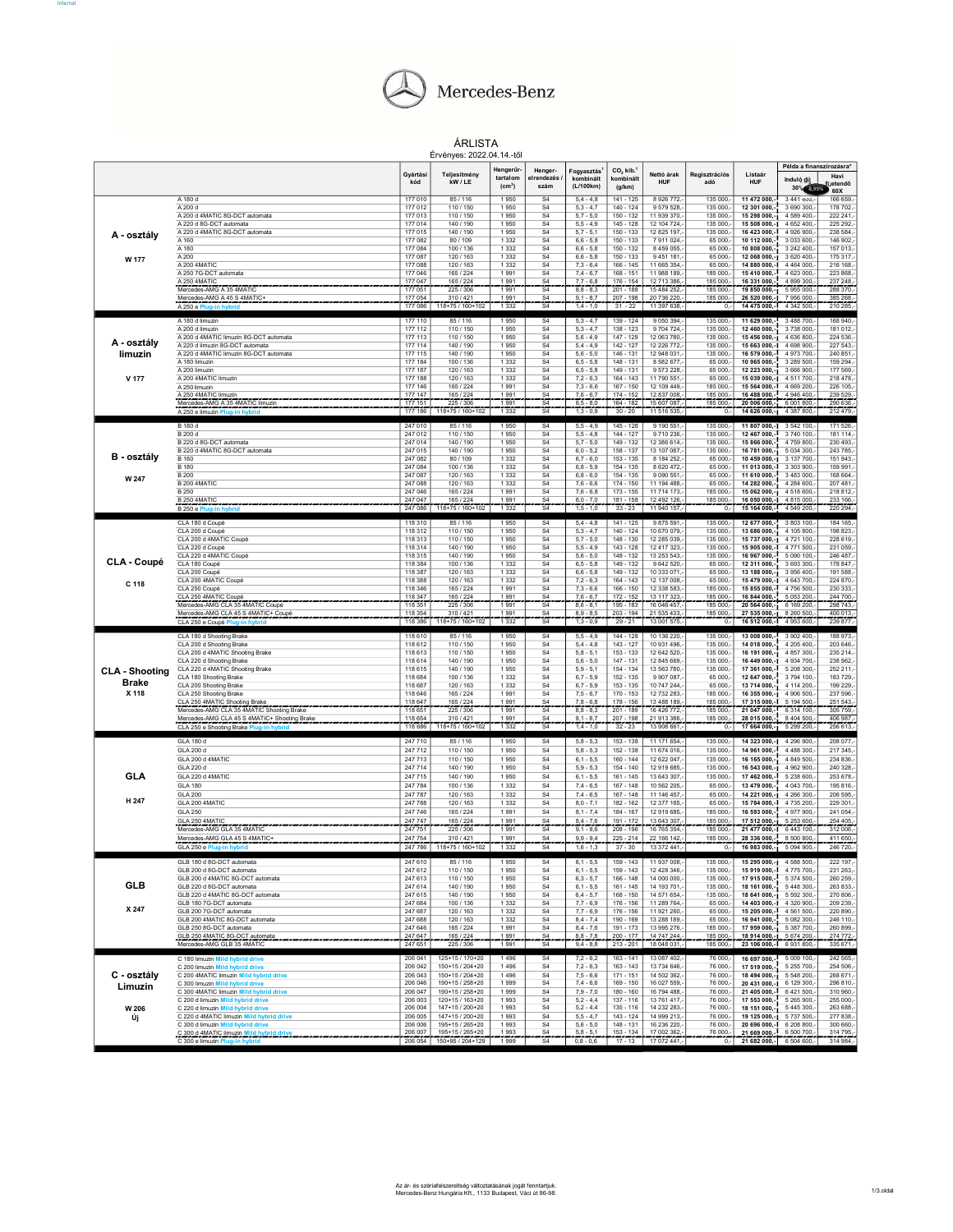Mercedes-Benz

# ÁRLISTA

Érvényes: 2022.04.14.-től

| | | Gyártási kód | Teljesítmény kW / LE | Hengerűr-tartalom (cm³) | Henger-elrendezés / szám | Fogyasztás[1] kombinált (L/100km) | $CO_2$ kib.[1] kombinált (g/km) | Nettó árak HUF | Regisztrációs adó | Listaár HUF | Példa a finanszírozásra* Induló díj 30% 8,99% | Havi fizetendő 60X |
|---|---|---|---|---|---|---|---|---|---|---|---|---|
| **A - osztály** W 177 | A 180 d | 177 010 | 85 / 116 | 1 950 | S4 | 5,4 - 4,8 | 141 - 125 | 8 926 772,- | 135 000,- | 11 472 000,- | 3 441 600,- | 166 659,- |
| | A 200 d | 177 012 | 110 / 150 | 1 950 | S4 | 5,3 - 4,7 | 140 - 124 | 9 579 528,- | 135 000,- | 12 301 000,- | 3 690 300,- | 178 702,- |
| | A 200 d 4MATIC 8G-DCT automata | 177 013 | 110 / 150 | 1 950 | S4 | 5,7 - 5,0 | 150 - 132 | 11 939 370,- | 135 000,- | 15 298 000,- | 4 589 400,- | 222 241,- |
| | A 220 d 8G-DCT automata | 177 014 | 140 / 190 | 1 950 | S4 | 5,5 - 4,9 | 145 - 128 | 12 104 724,- | 135 000,- | 15 508 000,- | 4 652 400,- | 225 292,- |
| | A 220 d 4MATIC 8G-DCT automata | 177 015 | 140 / 190 | 1 950 | S4 | 5,7 - 5,1 | 150 - 133 | 12 825 197,- | 135 000,- | 16 423 000,- | 4 926 900,- | 238 584,- |
| | A 160 | 177 082 | 80 / 109 | 1 332 | S4 | 6,6 - 5,8 | 150 - 133 | 7 911 024,- | 65 000,- | 10 112 000,- | 3 033 600,- | 146 902,- |
| | A 180 | 177 084 | 100 / 136 | 1 332 | S4 | 6,6 - 5,8 | 150 - 133 | 8 459 055,- | 65 000,- | 10 808 000,- | 3 242 400,- | 157 013,- |
| | A 200 | 177 087 | 120 / 163 | 1 332 | S4 | 6,6 - 5,8 | 150 - 133 | 9 451 181,- | 65 000,- | 12 068 000,- | 3 620 400,- | 175 317,- |
| | A 200 4MATIC | 177 088 | 120 / 163 | 1 332 | S4 | 7,3 - 6,4 | 166 - 145 | 11 665 354,- | 65 000,- | 14 880 000,- | 4 464 000,- | 216 168,- |
| | A 250 7G-DCT automata | 177 046 | 165 / 224 | 1 991 | S4 | 7,4 - 6,7 | 168 - 151 | 11 988 189,- | 185 000,- | 15 410 000,- | 4 623 000,- | 223 868,- |
| | A 250 4MATIC | 177 047 | 165 / 224 | 1 991 | S4 | 7,7 - 6,8 | 176 - 154 | 12 713 386,- | 185 000,- | 16 331 000,- | 4 899 300,- | 237 248,- |
| | Mercedes-AMG A 35 4MATIC | 177 051 | 225 / 306 | 1 991 | S4 | 8,8 - 8,3 | 201 - 188 | 15 484 252,- | 185 000,- | 19 850 000,- | 5 955 000,- | 288 370,- |
| | Mercedes-AMG A 45 S 4MATIC+ | 177 054 | 310 / 421 | 1 991 | S4 | 9,1 - 8,7 | 207 - 198 | 20 736 220,- | 185 000,- | 26 520 000,- | 7 956 000,- | 385 268,- |
| | A 250 e Plug-in hybrid | 177 086 | 118+75 / 160+102 | 1 332 | S4 | 1,4 - 1,0 | 31 - 22 | 11 397 638,- | 0,- | 14 475 000,- | 4 342 500,- | 210 285,- |
| **A - osztály limuzin** V 177 | A 180 d limuzin | 177 110 | 85 / 116 | 1 950 | S4 | 5,3 - 4,7 | 139 - 124 | 9 050 394,- | 135 000,- | 11 629 000,- | 3 488 700,- | 168 940,- |
| | A 200 d limuzin | 177 112 | 110 / 150 | 1 950 | S4 | 5,3 - 4,7 | 138 - 123 | 9 704 724,- | 135 000,- | 12 460 000,- | 3 738 000,- | 181 012,- |
| | A 200 d 4MATIC limuzin 8G-DCT automata | 177 113 | 110 / 150 | 1 950 | S4 | 5,6 - 4,9 | 147 - 129 | 12 063 780,- | 135 000,- | 15 456 000,- | 4 636 800,- | 224 536,- |
| | A 220 d limuzin 8G-DCT automata | 177 114 | 140 / 190 | 1 950 | S4 | 5,4 - 4,9 | 142 - 127 | 12 226 772,- | 135 000,- | 15 663 000,- | 4 698 900,- | 227 543,- |
| | A 220 d 4MATIC limuzin 8G-DCT automata | 177 115 | 140 / 190 | 1 950 | S4 | 5,6 - 5,0 | 146 - 131 | 12 948 031,- | 135 000,- | 16 579 000,- | 4 973 700,- | 240 851,- |
| | A 180 limuzin | 177 184 | 100 / 136 | 1 332 | S4 | 6,5 - 5,8 | 148 - 131 | 8 582 677,- | 65 000,- | 10 965 000,- | 3 289 500,- | 159 294,- |
| | A 200 limuzin | 177 187 | 120 / 163 | 1 332 | S4 | 6,5 - 5,8 | 149 - 131 | 9 573 228,- | 65 000,- | 12 223 000,- | 3 666 900,- | 177 569,- |
| | A 200 4MATIC limuzin | 177 188 | 120 / 163 | 1 332 | S4 | 7,2 - 6,3 | 164 - 143 | 11 790 551,- | 65 000,- | 15 039 000,- | 4 511 700,- | 218 478,- |
| | A 250 limuzin | 177 146 | 165 / 224 | 1 991 | S4 | 7,3 - 6,6 | 167 - 150 | 12 109 449,- | 185 000,- | 15 564 000,- | 4 669 200,- | 226 105,- |
| | A 250 4MATIC limuzin | 177 147 | 165 / 224 | 1 991 | S4 | 7,6 - 6,7 | 174 - 152 | 12 837 008,- | 185 000,- | 16 488 000,- | 4 946 400,- | 239 529,- |
| | Mercedes-AMG A 35 4MATIC limuzin | 177 151 | 225 / 306 | 1 991 | S4 | 8,5 - 8,0 | 194 - 182 | 15 607 087,- | 185 000,- | 20 006 000,- | 6 001 800,- | 290 636,- |
| | A 250 e limuzin Plug-in hybrid | 177 186 | 118+75 / 160+102 | 1 332 | S4 | 1,3 - 0,9 | 30 - 20 | 11 516 535,- | 0,- | 14 626 000,- | 4 387 800,- | 212 479,- |
| **B - osztály** W 247 | B 180 d | 247 010 | 85 / 116 | 1 950 | S4 | 5,5 - 4,9 | 145 - 128 | 9 190 551,- | 135 000,- | 11 807 000,- | 3 542 100,- | 171 526,- |
| | B 200 d | 247 012 | 110 / 150 | 1 950 | S4 | 5,5 - 4,8 | 144 - 127 | 9 710 236,- | 135 000,- | 12 467 000,- | 3 740 100,- | 181 114,- |
| | B 220 d 8G-DCT automata | 247 014 | 140 / 190 | 1 950 | S4 | 5,7 - 5,0 | 149 - 132 | 12 386 614,- | 135 000,- | 15 866 000,- | 4 759 800,- | 230 493,- |
| | B 220 d 4MATIC 8G-DCT automata | 247 015 | 140 / 190 | 1 950 | S4 | 6,0 - 5,2 | 158 - 137 | 13 107 087,- | 135 000,- | 16 781 000,- | 5 034 300,- | 243 785,- |
| | B 160 | 247 082 | 80 / 109 | 1 332 | S4 | 6,7 - 6,0 | 153 - 136 | 8 184 252,- | 65 000,- | 10 459 000,- | 3 137 700,- | 151 943,- |
| | B 180 | 247 084 | 100 / 136 | 1 332 | S4 | 6,8 - 5,9 | 154 - 135 | 8 620 472,- | 65 000,- | 11 013 000,- | 3 303 900,- | 159 991,- |
| | B 200 | 247 087 | 120 / 163 | 1 332 | S4 | 6,8 - 6,0 | 154 - 135 | 9 090 551,- | 65 000,- | 11 610 000,- | 3 483 000,- | 168 664,- |
| | B 200 4MATIC | 247 088 | 120 / 163 | 1 332 | S4 | 7,6 - 6,6 | 174 - 150 | 11 194 488,- | 65 000,- | 14 282 000,- | 4 284 600,- | 207 481,- |
| | B 250 | 247 046 | 165 / 224 | 1 991 | S4 | 7,6 - 6,8 | 173 - 155 | 11 714 173,- | 185 000,- | 15 062 000,- | 4 518 600,- | 218 812,- |
| | B 250 4MATIC | 247 047 | 165 / 224 | 1 991 | S4 | 8,0 - 7,0 | 181 - 158 | 12 492 126,- | 185 000,- | 16 050 000,- | 4 815 000,- | 233 166,- |
| | B 250 e Plug-in hybrid | 247 086 | 118+75 / 160+102 | 1 332 | S4 | 1,5 - 1,0 | 33 - 23 | 11 940 157,- | 0,- | 15 164 000,- | 4 549 200,- | 220 294,- |
| **CLA - Coupé** C 118 | CLA 180 d Coupé | 118 310 | 85 / 116 | 1 950 | S4 | 5,4 - 4,8 | 141 - 125 | 9 875 591,- | 135 000,- | 12 677 000,- | 3 803 100,- | 184 165,- |
| | CLA 200 d Coupé | 118 312 | 110 / 150 | 1 950 | S4 | 5,3 - 4,7 | 140 - 124 | 10 670 079,- | 135 000,- | 13 686 000,- | 4 105 800,- | 198 823,- |
| | CLA 200 d 4MATIC Coupé | 118 313 | 110 / 150 | 1 950 | S4 | 5,7 - 5,0 | 148 - 130 | 12 285 039,- | 135 000,- | 15 737 000,- | 4 721 100,- | 228 619,- |
| | CLA 220 d Coupé | 118 314 | 140 / 190 | 1 950 | S4 | 5,5 - 4,9 | 143 - 128 | 12 417 323,- | 135 000,- | 15 905 000,- | 4 771 500,- | 231 059,- |
| | CLA 220 d 4MATIC Coupé | 118 315 | 140 / 190 | 1 950 | S4 | 5,6 - 5,0 | 148 - 132 | 13 253 543,- | 135 000,- | 16 967 000,- | 5 090 100,- | 246 487,- |
| | CLA 180 Coupé | 118 384 | 100 / 136 | 1 332 | S4 | 6,5 - 5,8 | 149 - 132 | 9 642 520,- | 65 000,- | 12 311 000,- | 3 693 300,- | 178 847,- |
| | CLA 200 Coupé | 118 387 | 120 / 163 | 1 332 | S4 | 6,6 - 5,8 | 149 - 132 | 10 333 071,- | 65 000,- | 13 188 000,- | 3 956 400,- | 191 588,- |
| | CLA 200 4MATIC Coupé | 118 388 | 120 / 163 | 1 332 | S4 | 7,2 - 6,3 | 164 - 143 | 12 137 008,- | 65 000,- | 15 479 000,- | 4 643 700,- | 224 870,- |
| | CLA 250 Coupé | 118 346 | 165 / 224 | 1 991 | S4 | 7,3 - 6,6 | 166 - 150 | 12 338 583,- | 185 000,- | 15 855 000,- | 4 756 500,- | 230 333,- |
| | CLA 250 4MATIC Coupé | 118 347 | 165 / 224 | 1 991 | S4 | 7,6 - 6,7 | 172 - 152 | 13 117 323,- | 185 000,- | 16 844 000,- | 5 053 200,- | 244 700,- |
| | Mercedes-AMG CLA 35 4MATIC Coupé | 118 351 | 225 / 306 | 1 991 | S4 | 8,6 - 8,1 | 195 - 183 | 16 046 457,- | 185 000,- | 20 564 000,- | 6 169 200,- | 298 743,- |
| | Mercedes-AMG CLA 45 S 4MATIC+ Coupé | 118 354 | 310 / 421 | 1 991 | S4 | 8,9 - 8,5 | 203 - 194 | 21 535 433,- | 185 000,- | 27 535 000,- | 8 260 500,- | 400 013,- |
| | CLA 250 e Coupé Plug-in hybrid | 118 386 | 118+75 / 160+102 | 1 332 | S4 | 1,3 - 0,9 | 29 - 21 | 13 001 575,- | 0,- | 16 512 000,- | 4 953 600,- | 239 877,- |
| **CLA - Shooting Brake** X 118 | CLA 180 d Shooting Brake | 118 610 | 85 / 116 | 1 950 | S4 | 5,5 - 4,9 | 144 - 128 | 10 136 220,- | 135 000,- | 13 008 000,- | 3 902 400,- | 188 973,- |
| | CLA 200 d Shooting Brake | 118 612 | 110 / 150 | 1 950 | S4 | 5,4 - 4,8 | 143 - 127 | 10 931 496,- | 135 000,- | 14 018 000,- | 4 205 400,- | 203 646,- |
| | CLA 200 d 4MATIC Shooting Brake | 118 613 | 110 / 150 | 1 950 | S4 | 5,8 - 5,1 | 153 - 133 | 12 642 520,- | 135 000,- | 16 191 000,- | 4 857 300,- | 235 214,- |
| | CLA 220 d Shooting Brake | 118 614 | 140 / 190 | 1 950 | S4 | 5,6 - 5,0 | 147 - 131 | 12 845 669,- | 135 000,- | 16 449 000,- | 4 934 700,- | 238 962,- |
| | CLA 220 d 4MATIC Shooting Brake | 118 615 | 140 / 190 | 1 950 | S4 | 5,9 - 5,1 | 154 - 134 | 13 563 780,- | 135 000,- | 17 361 000,- | 5 208 300,- | 252 211,- |
| | CLA 180 Shooting Brake | 118 684 | 100 / 136 | 1 332 | S4 | 6,7 - 5,9 | 152 - 135 | 9 907 087,- | 65 000,- | 12 647 000,- | 3 794 100,- | 183 729,- |
| | CLA 200 Shooting Brake | 118 687 | 120 / 163 | 1 332 | S4 | 6,7 - 5,9 | 153 - 135 | 10 747 244,- | 65 000,- | 13 714 000,- | 4 114 200,- | 199 229,- |
| | CLA 250 Shooting Brake | 118 646 | 165 / 224 | 1 991 | S4 | 7,5 - 6,7 | 170 - 153 | 12 732 283,- | 185 000,- | 16 355 000,- | 4 906 500,- | 237 596,- |
| | CLA 250 4MATIC Shooting Brake | 118 647 | 165 / 224 | 1 991 | S4 | 7,8 - 6,8 | 178 - 156 | 13 488 189,- | 185 000,- | 17 315 000,- | 5 194 500,- | 251 543,- |
| | Mercedes-AMG CLA 35 4MATIC Shooting Brake | 118 651 | 225 / 306 | 1 991 | S4 | 8,8 - 8,3 | 201 - 188 | 16 426 772,- | 185 000,- | 21 047 000,- | 6 314 100,- | 305 759,- |
| | Mercedes-AMG CLA 45 S 4MATIC+ Shooting Brake | 118 654 | 310 / 421 | 1 991 | S4 | 9,1 - 8,7 | 207 - 198 | 21 913 386,- | 185 000,- | 28 015 000,- | 8 404 500,- | 406 987,- |
| | CLA 250 e Shooting Brake Plug-in hybrid | 118 686 | 118+75 / 160+102 | 1 332 | S4 | 1,4 - 1,0 | 32 - 23 | 13 908 661,- | 0,- | 17 664 000,- | 5 299 200,- | 256 613,- |
| **GLA** H 247 | GLA 180 d | 247 710 | 85 / 116 | 1 950 | S4 | 5,8 - 5,3 | 153 - 138 | 11 171 654,- | 135 000,- | 14 323 000,- | 4 296 900,- | 208 077,- |
| | GLA 200 d | 247 712 | 110 / 150 | 1 950 | S4 | 5,8 - 5,3 | 152 - 138 | 11 674 016,- | 135 000,- | 14 961 000,- | 4 488 300,- | 217 345,- |
| | GLA 200 d 4MATIC | 247 713 | 110 / 150 | 1 950 | S4 | 6,1 - 5,5 | 160 - 144 | 12 622 047,- | 135 000,- | 16 165 000,- | 4 849 500,- | 234 836,- |
| | GLA 220 d | 247 714 | 140 / 190 | 1 950 | S4 | 5,9 - 5,3 | 154 - 140 | 12 919 685,- | 135 000,- | 16 543 000,- | 4 962 900,- | 240 328,- |
| | GLA 220 d 4MATIC | 247 715 | 140 / 190 | 1 950 | S4 | 6,1 - 5,5 | 161 - 145 | 13 643 307,- | 135 000,- | 17 462 000,- | 5 238 600,- | 253 678,- |
| | GLA 180 | 247 784 | 100 / 136 | 1 332 | S4 | 7,4 - 6,5 | 167 - 148 | 10 562 205,- | 65 000,- | 13 479 000,- | 4 043 700,- | 195 816,- |
| | GLA 200 | 247 787 | 120 / 163 | 1 332 | S4 | 7,4 - 6,5 | 167 - 148 | 11 146 457,- | 65 000,- | 14 221 000,- | 4 266 300,- | 206 595,- |
| | GLA 200 4MATIC | 247 788 | 120 / 163 | 1 332 | S4 | 8,0 - 7,1 | 182 - 162 | 12 377 165,- | 65 000,- | 15 784 000,- | 4 735 200,- | 229 301,- |
| | GLA 250 | 247 746 | 165 / 224 | 1 991 | S4 | 8,1 - 7,4 | 184 - 167 | 12 919 685,- | 185 000,- | 16 593 000,- | 4 977 900,- | 241 054,- |
| | GLA 250 4MATIC | 247 747 | 165 / 224 | 1 991 | S4 | 8,4 - 7,6 | 191 - 172 | 13 643 307,- | 185 000,- | 17 512 000,- | 5 253 600,- | 254 405,- |
| | Mercedes-AMG GLA 35 4MATIC | 247 751 | 225 / 306 | 1 991 | S4 | 9,1 - 8,6 | 208 - 196 | 16 765 354,- | 185 000,- | 21 477 000,- | 6 443 100,- | 312 006,- |
| | Mercedes-AMG GLA 45 S 4MATIC+ | 247 754 | 310 / 421 | 1 991 | S4 | 9,9 - 9,4 | 225 - 214 | 22 166 142,- | 185 000,- | 28 336 000,- | 8 500 800,- | 411 650,- |
| | GLA 250 e Plug-in hybrid | 247 786 | 118+75 / 160+102 | 1 332 | S4 | 1,6 - 1,3 | 37 - 30 | 13 372 441,- | 0,- | 16 983 000,- | 5 094 900,- | 246 720,- |
| **GLB** X 247 | GLB 180 d 8G-DCT automata | 247 610 | 85 / 116 | 1 950 | S4 | 6,1 - 5,5 | 159 - 143 | 11 937 008,- | 135 000,- | 15 295 000,- | 4 588 500,- | 222 197,- |
| | GLB 200 d 8G-DCT automata | 247 612 | 110 / 150 | 1 950 | S4 | 6,1 - 5,5 | 159 - 143 | 12 428 346,- | 135 000,- | 15 919 000,- | 4 775 700,- | 231 263,- |
| | GLB 200 d 4MATIC 8G-DCT automata | 247 613 | 110 / 150 | 1 950 | S4 | 6,3 - 5,7 | 166 - 148 | 14 000 000,- | 135 000,- | 17 915 000,- | 5 374 500,- | 260 259,- |
| | GLB 220 d 8G-DCT automata | 247 614 | 140 / 190 | 1 950 | S4 | 6,1 - 5,5 | 161 - 145 | 14 193 701,- | 135 000,- | 18 161 000,- | 5 448 300,- | 263 833,- |
| | GLB 220 d 4MATIC 8G-DCT automata | 247 615 | 140 / 190 | 1 950 | S4 | 6,4 - 5,7 | 168 - 150 | 14 571 654,- | 135 000,- | 18 641 000,- | 5 592 300,- | 270 806,- |
| | GLB 180 7G-DCT automata | 247 684 | 100 / 136 | 1 332 | S4 | 7,7 - 6,9 | 176 - 156 | 11 289 764,- | 65 000,- | 14 403 000,- | 4 320 900,- | 209 239,- |
| | GLB 200 7G-DCT automata | 247 687 | 120 / 163 | 1 332 | S4 | 7,7 - 6,9 | 176 - 156 | 11 921 260,- | 65 000,- | 15 205 000,- | 4 561 500,- | 220 890,- |
| | GLB 200 4MATIC 8G-DCT automata | 247 688 | 120 / 163 | 1 332 | S4 | 8,4 - 7,4 | 190 - 169 | 13 288 189,- | 65 000,- | 16 941 000,- | 5 082 300,- | 246 110,- |
| | GLB 250 8G-DCT automata | 247 646 | 165 / 224 | 1 991 | S4 | 8,4 - 7,6 | 191 - 173 | 13 995 276,- | 185 000,- | 17 959 000,- | 5 387 700,- | 260 899,- |
| | GLB 250 4MATIC 8G-DCT automata | 247 647 | 165 / 224 | 1 991 | S4 | 8,8 - 7,8 | 200 - 177 | 14 747 244,- | 185 000,- | 18 914 000,- | 5 674 200,- | 274 772,- |
| | Mercedes-AMG GLB 35 4MATIC | 247 651 | 225 / 306 | 1 991 | S4 | 9,4 - 8,8 | 213 - 201 | 18 048 031,- | 185 000,- | 23 106 000,- | 6 931 800,- | 335 671,- |
| **C - osztály Limuzin** W 206 Új | C 180 limuzin Mild hybrid drive | 206 041 | 125+15 / 170+20 | 1 496 | S4 | 7,2 - 6,2 | 163 - 141 | 13 087 402,- | 76 000,- | 16 697 000,- | 5 009 100,- | 242 565,- |
| | C 200 limuzin Mild hybrid drive | 206 042 | 150+15 / 204+20 | 1 496 | S4 | 7,2 - 6,3 | 163 - 143 | 13 734 646,- | 76 000,- | 17 519 000,- | 5 255 700,- | 254 506,- |
| | C 200 4MATIC limuzin Mild hybrid drive | 206 043 | 150+15 / 204+20 | 1 496 | S4 | 7,5 - 6,6 | 171 - 151 | 14 502 362,- | 76 000,- | 18 494 000,- | 5 548 200,- | 268 671,- |
| | C 300 limuzin Mild hybrid drive | 206 046 | 190+15 / 258+20 | 1 999 | S4 | 7,4 - 6,6 | 169 - 150 | 16 027 559,- | 76 000,- | 20 431 000,- | 6 129 300,- | 296 810,- |
| | C 300 4MATIC limuzin Mild hybrid drive | 206 047 | 190+15 / 258+20 | 1 999 | S4 | 7,9 - 7,0 | 180 - 160 | 16 794 488,- | 76 000,- | 21 405 000,- | 6 421 500,- | 310 960,- |
| | C 200 d limuzin Mild hybrid drive | 206 003 | 120+15 / 163+20 | 1 993 | S4 | 5,2 - 4,4 | 137 - 116 | 13 761 417,- | 76 000,- | 17 553 000,- | 5 265 900,- | 255 000,- |
| | C 220 d limuzin Mild hybrid drive | 206 004 | 147+15 / 200+20 | 1 993 | S4 | 5,2 - 4,4 | 135 - 116 | 14 232 283,- | 76 000,- | 18 151 000,- | 5 445 300,- | 263 688,- |
| | C 220 d 4MATIC limuzin Mild hybrid drive | 206 005 | 147+15 / 200+20 | 1 993 | S4 | 5,5 - 4,7 | 143 - 124 | 14 999 213,- | 76 000,- | 19 125 000,- | 5 737 500,- | 277 838,- |
| | C 300 d limuzin Mild hybrid drive | 206 006 | 195+15 / 265+20 | 1 993 | S4 | 5,6 - 5,0 | 148 - 131 | 16 236 220,- | 76 000,- | 20 696 000,- | 6 208 800,- | 300 660,- |
| | C 300 d 4MATIC limuzin Mild hybrid drive | 206 007 | 195+15 / 265+20 | 1 993 | S4 | 5,8 - 5,1 | 153 - 134 | 17 002 362,- | 76 000,- | 21 669 000,- | 6 500 700,- | 314 795,- |
| | C 300 e limuzin Plug-in hybrid | 206 054 | 150+95 / 204+129 | 1 999 | S4 | 0,8 - 0,6 | 17 - 13 | 17 072 441,- | 0,- | 21 682 000,- | 6 504 600,- | 314 984,- |

Az ár- és szériafelszereltség változtatásának jogát fenntartjuk.
Mercedes-Benz Hungária Kft., 1133 Budapest, Váci út 96-98.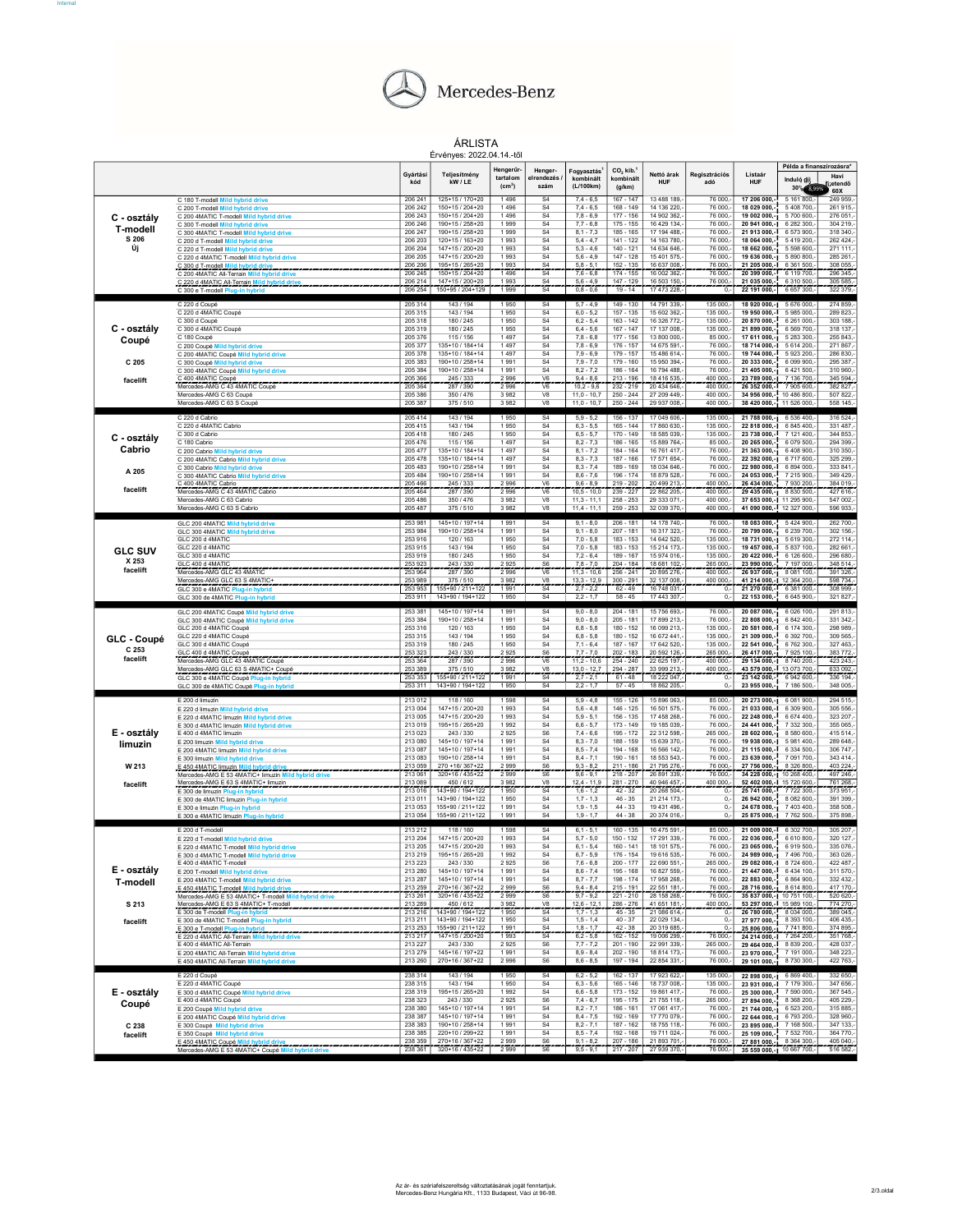Mercedes-Benz

# ÁRLISTA

Érvényes: 2022.04.14.-től

| | | Gyártási kód | Teljesítmény kW / LE | Hengerűr-tartalom (cm³) | Henger-elrendezés / szám | Fogyasztás[1] kombinált (L/100km) | CO₂ kib.[1] kombinált (g/km) | Nettó árak HUF | Regisztrációs adó | Listaár HUF | Példa a finanszírozásra* Induló díj 30% 8,99% | Havi fizetendő 60X |
|---|---|---|---|---|---|---|---|---|---|---|---|---|
| **C - osztály T-modell** S 206 Új | C 180 T-modell Mild hybrid drive | 206 241 | 125+15 / 170+20 | 1 496 | S4 | 7,4 - 6,5 | 167 - 147 | 13 488 189,- | 76 000,- | 17 206 000,- | 5 161 800,- | 249 959,- |
| | C 200 T-modell Mild hybrid drive | 206 242 | 150+15 / 204+20 | 1 496 | S4 | 7,4 - 6,5 | 168 - 149 | 14 136 220,- | 76 000,- | 18 029 000,- | 5 408 700,- | 261 915,- |
| | C 200 4MATIC T-modell Mild hybrid drive | 206 243 | 150+15 / 204+20 | 1 496 | S4 | 7,8 - 6,9 | 177 - 156 | 14 902 362,- | 76 000,- | 19 002 000,- | 5 700 600,- | 276 051,- |
| | C 300 T-modell Mild hybrid drive | 206 246 | 190+15 / 258+20 | 1 999 | S4 | 7,7 - 6,8 | 175 - 155 | 16 429 134,- | 76 000,- | 20 941 000,- | 6 282 300,- | 304 219,- |
| | C 300 4MATIC T-modell Mild hybrid drive | 206 247 | 190+15 / 258+20 | 1 999 | S4 | 8,1 - 7,3 | 185 - 165 | 17 194 488,- | 76 000,- | 21 913 000,- | 6 573 900,- | 318 340,- |
| | C 200 d T-modell Mild hybrid drive | 206 203 | 120+15 / 163+20 | 1 993 | S4 | 5,4 - 4,7 | 141 - 122 | 14 163 780,- | 76 000,- | 18 064 000,- | 5 419 200,- | 262 424,- |
| | C 220 d T-modell Mild hybrid drive | 206 204 | 147+15 / 200+20 | 1 993 | S4 | 5,3 - 4,6 | 140 - 121 | 14 634 646,- | 76 000,- | 18 662 000,- | 5 598 600,- | 271 111,- |
| | C 220 d 4MATIC T-modell Mild hybrid drive | 206 205 | 147+15 / 200+20 | 1 993 | S4 | 5,6 - 4,9 | 147 - 128 | 15 401 575,- | 76 000,- | 19 636 000,- | 5 890 800,- | 285 261,- |
| | C 300 d T-modell Mild hybrid drive | 206 206 | 195+15 / 265+20 | 1 993 | S4 | 5,8 - 5,1 | 152 - 135 | 16 637 008,- | 76 000,- | 21 205 000,- | 6 361 500,- | 308 055,- |
| | C 200 4MATIC All-Terrain Mild hybrid drive | 206 245 | 150+15 / 204+20 | 1 496 | S4 | 7,6 - 6,8 | 174 - 155 | 16 002 362,- | 76 000,- | 20 399 000,- | 6 119 700,- | 296 345,- |
| | C 220 d 4MATIC All-Terrain Mild hybrid drive | 206 214 | 147+15 / 200+20 | 1 993 | S4 | 5,6 - 4,9 | 147 - 129 | 16 503 150,- | 76 000,- | 21 035 000,- | 6 310 500,- | 305 585,- |
| | C 300 e T-modell Plug-in hybrid | 206 254 | 150+95 / 204+129 | 1 999 | S4 | 0,8 - 0,6 | 19 - 14 | 17 473 228,- | 0,- | 22 191 000,- | 6 657 300,- | 322 379,- |
| **C - osztály Coupé** C 205 facelift | C 220 d Coupé | 205 314 | 143 / 194 | 1 950 | S4 | 5,7 - 4,9 | 149 - 130 | 14 791 339,- | 135 000,- | 18 920 000,- | 5 676 000,- | 274 859,- |
| | C 220 d 4MATIC Coupé | 205 315 | 143 / 194 | 1 950 | S4 | 6,0 - 5,2 | 157 - 135 | 15 602 362,- | 135 000,- | 19 950 000,- | 5 985 000,- | 289 823,- |
| | C 300 d Coupé | 205 318 | 180 / 245 | 1 950 | S4 | 6,2 - 5,4 | 163 - 142 | 16 326 772,- | 135 000,- | 20 870 000,- | 6 261 000,- | 303 188,- |
| | C 300 d 4MATIC Coupé | 205 319 | 180 / 245 | 1 950 | S4 | 6,4 - 5,6 | 167 - 147 | 17 137 008,- | 135 000,- | 21 899 000,- | 6 569 700,- | 318 137,- |
| | C 180 Coupé | 205 376 | 115 / 156 | 1 497 | S4 | 7,8 - 6,8 | 177 - 156 | 13 800 000,- | 85 000,- | 17 611 000,- | 5 283 300,- | 255 843,- |
| | C 200 Coupé Mild hybrid drive | 205 377 | 135+10 / 184+14 | 1 497 | S4 | 7,8 - 6,9 | 176 - 157 | 14 659 591,- | 76 000,- | 18 714 000,- | 5 614 200,- | 271 867,- |
| | C 200 4MATIC Coupé Mild hybrid drive | 205 378 | 135+10 / 184+14 | 1 497 | S4 | 7,9 - 6,9 | 179 - 157 | 15 486 614,- | 76 000,- | 19 744 000,- | 5 923 200,- | 286 830,- |
| | C 300 Coupé Mild hybrid drive | 205 383 | 190+10 / 258+14 | 1 991 | S4 | 7,9 - 7,0 | 179 - 160 | 15 950 394,- | 76 000,- | 20 333 000,- | 6 099 900,- | 295 387,- |
| | C 300 4MATIC Coupé Mild hybrid drive | 205 384 | 190+10 / 258+14 | 1 991 | S4 | 8,2 - 7,2 | 186 - 164 | 16 794 488,- | 76 000,- | 21 405 000,- | 6 421 500,- | 310 960,- |
| | C 400 4MATIC Coupé | 205 366 | 245 / 333 | 2 996 | V6 | 9,4 - 8,6 | 213 - 196 | 18 416 535,- | 400 000,- | 23 789 000,- | 7 136 700,- | 345 594,- |
| | Mercedes-AMG C 43 4MATIC Coupé | 205 364 | 287 / 390 | 2 996 | V6 | 10,2 - 9,8 | 232 - 219 | 20 434 646,- | 400 000,- | 26 352 000,- | 7 905 600,- | 382 827,- |
| | Mercedes-AMG C 63 Coupé | 205 386 | 350 / 476 | 3 982 | V8 | 11,0 - 10,7 | 250 - 244 | 27 209 449,- | 400 000,- | 34 956 000,- | 10 486 800,- | 507 822,- |
| | Mercedes-AMG C 63 S Coupé | 205 387 | 375 / 510 | 3 982 | V8 | 11,0 - 10,7 | 250 - 244 | 29 937 008,- | 400 000,- | 38 420 000,- | 11 526 000,- | 558 145,- |
| **C - osztály Cabrio** A 205 facelift | C 220 d Cabrio | 205 414 | 143 / 194 | 1 950 | S4 | 5,9 - 5,2 | 156 - 137 | 17 049 606,- | 135 000,- | 21 788 000,- | 6 536 400,- | 316 524,- |
| | C 220 d 4MATIC Cabrio | 205 415 | 143 / 194 | 1 950 | S4 | 6,3 - 5,5 | 165 - 144 | 17 860 630,- | 135 000,- | 22 818 000,- | 6 845 400,- | 331 487,- |
| | C 300 d Cabrio | 205 418 | 180 / 245 | 1 950 | S4 | 6,5 - 5,7 | 170 - 149 | 18 585 039,- | 135 000,- | 23 738 000,- | 7 121 400,- | 344 853,- |
| | C 180 Cabrio | 205 476 | 115 / 156 | 1 497 | S4 | 8,2 - 7,3 | 186 - 165 | 15 889 764,- | 85 000,- | 20 265 000,- | 6 079 500,- | 294 399,- |
| | C 200 Cabrio Mild hybrid drive | 205 477 | 135+10 / 184+14 | 1 497 | S4 | 8,1 - 7,2 | 184 - 164 | 16 761 417,- | 76 000,- | 21 363 000,- | 6 408 900,- | 310 350,- |
| | C 200 4MATIC Cabrio Mild hybrid drive | 205 478 | 135+10 / 184+14 | 1 497 | S4 | 8,3 - 7,3 | 187 - 166 | 17 571 654,- | 76 000,- | 22 392 000,- | 6 717 600,- | 325 299,- |
| | C 300 Cabrio Mild hybrid drive | 205 483 | 190+10 / 258+14 | 1 991 | S4 | 8,3 - 7,4 | 189 - 169 | 18 034 646,- | 76 000,- | 22 980 000,- | 6 894 000,- | 333 841,- |
| | C 300 4MATIC Cabrio Mild hybrid drive | 205 484 | 190+10 / 258+14 | 1 991 | S4 | 8,6 - 7,6 | 196 - 174 | 18 879 528,- | 76 000,- | 24 053 000,- | 7 215 900,- | 349 429,- |
| | C 400 4MATIC Cabrio | 205 466 | 245 / 333 | 2 996 | V6 | 9,6 - 8,9 | 219 - 202 | 20 499 213,- | 400 000,- | 26 434 000,- | 7 930 200,- | 384 019,- |
| | Mercedes-AMG C 43 4MATIC Cabrio | 205 464 | 287 / 390 | 2 996 | V6 | 10,5 - 10,0 | 239 - 227 | 22 862 205,- | 400 000,- | 29 435 000,- | 8 830 500,- | 427 616,- |
| | Mercedes-AMG C 63 Cabrio | 205 486 | 350 / 476 | 3 982 | V8 | 11,3 - 11,1 | 258 - 253 | 29 333 071,- | 400 000,- | 37 653 000,- | 11 295 900,- | 547 002,- |
| | Mercedes-AMG C 63 S Cabrio | 205 487 | 375 / 510 | 3 982 | V8 | 11,4 - 11,1 | 259 - 253 | 32 039 370,- | 400 000,- | 41 090 000,- | 12 327 000,- | 596 933,- |
| **GLC SUV** X 253 facelift | GLC 200 4MATIC Mild hybrid drive | 253 981 | 145+10 / 197+14 | 1 991 | S4 | 9,1 - 8,0 | 206 - 181 | 14 178 740,- | 76 000,- | 18 083 000,- | 5 424 900,- | 262 700,- |
| | GLC 300 4MATIC Mild hybrid drive | 253 984 | 190+10 / 258+14 | 1 991 | S4 | 9,1 - 8,0 | 207 - 181 | 16 317 323,- | 76 000,- | 20 799 000,- | 6 239 700,- | 302 156,- |
| | GLC 200 d 4MATIC | 253 916 | 120 / 163 | 1 950 | S4 | 7,0 - 5,8 | 183 - 153 | 14 642 520,- | 135 000,- | 18 731 000,- | 5 619 300,- | 272 114,- |
| | GLC 220 d 4MATIC | 253 915 | 143 / 194 | 1 950 | S4 | 7,0 - 5,8 | 183 - 153 | 15 214 173,- | 135 000,- | 19 457 000,- | 5 837 100,- | 282 661,- |
| | GLC 300 d 4MATIC | 253 919 | 180 / 245 | 1 950 | S4 | 7,2 - 6,4 | 189 - 167 | 15 974 016,- | 135 000,- | 20 422 000,- | 6 126 600,- | 296 680,- |
| | GLC 400 d 4MATIC | 253 923 | 243 / 330 | 2 925 | S6 | 7,8 - 7,0 | 204 - 184 | 18 681 102,- | 265 000,- | 23 990 000,- | 7 197 000,- | 348 514,- |
| | Mercedes-AMG GLC 43 4MATIC | 253 964 | 287 / 390 | 2 996 | V6 | 11,3 - 10,6 | 256 - 241 | 20 895 276,- | 400 000,- | 26 937 000,- | 8 081 100,- | 391 326,- |
| | Mercedes-AMG GLC 63 S 4MATIC+ | 253 989 | 375 / 510 | 3 982 | V8 | 13,3 - 12,7 | 300 - 291 | 32 137 008,- | 400 000,- | 41 214 000,- | 12 364 200,- | 598 734,- |
| | GLC 300 e 4MATIC Plug-in hybrid | 253 953 | 155+90 / 211+122 | 1 991 | S4 | 2,7 - 2,2 | 62 - 49 | 16 748 031,- | 0,- | 21 270 000,- | 6 381 000,- | 308 999,- |
| | GLC 300 de 4MATIC Plug-in hybrid | 253 911 | 143+90 / 194+122 | 1 950 | S4 | 2,2 - 1,7 | 58 - 45 | 17 443 307,- | 0,- | 22 153 000,- | 6 645 900,- | 321 827,- |
| **GLC - Coupé** C 253 facelift | GLC 200 4MATIC Coupé Mild hybrid drive | 253 381 | 145+10 / 197+14 | 1 991 | S4 | 9,0 - 8,0 | 204 - 181 | 15 756 693,- | 76 000,- | 20 087 000,- | 6 026 100,- | 291 813,- |
| | GLC 300 4MATIC Coupé Mild hybrid drive | 253 384 | 190+10 / 258+14 | 1 991 | S4 | 9,0 - 8,0 | 205 - 181 | 17 899 213,- | 76 000,- | 22 808 000,- | 6 842 400,- | 331 342,- |
| | GLC 200 d 4MATIC Coupé | 253 316 | 120 / 163 | 1 950 | S4 | 6,8 - 5,8 | 180 - 152 | 16 099 213,- | 135 000,- | 20 581 000,- | 6 174 300,- | 298 989,- |
| | GLC 220 d 4MATIC Coupé | 253 315 | 143 / 194 | 1 950 | S4 | 6,8 - 5,8 | 180 - 152 | 16 672 441,- | 135 000,- | 21 309 000,- | 6 392 700,- | 309 565,- |
| | GLC 300 d 4MATIC Coupé | 253 319 | 180 / 245 | 1 950 | S4 | 7,1 - 6,4 | 187 - 167 | 17 642 520,- | 135 000,- | 22 541 000,- | 6 762 300,- | 327 463,- |
| | GLC 400 d 4MATIC Coupé | 253 323 | 243 / 330 | 2 925 | S6 | 7,7 - 7,0 | 202 - 183 | 20 592 126,- | 265 000,- | 26 417 000,- | 7 925 100,- | 383 772,- |
| | Mercedes-AMG GLC 43 4MATIC Coupé | 253 364 | 287 / 390 | 2 996 | V6 | 11,2 - 10,6 | 254 - 240 | 22 625 197,- | 400 000,- | 29 134 000,- | 8 740 200,- | 423 243,- |
| | Mercedes-AMG GLC 63 S 4MATIC+ Coupé | 253 389 | 375 / 510 | 3 982 | V8 | 13,0 - 12,7 | 294 - 287 | 33 999 213,- | 400 000,- | 43 579 000,- | 13 073 700,- | 633 092,- |
| | GLC 300 e 4MATIC Coupé Plug-in hybrid | 253 353 | 155+90 / 211+122 | 1 991 | S4 | 2,7 - 2,3 | 61 - 52 | 18 222 047,- | 0,- | 23 142 000,- | 6 942 600,- | 336 194,- |
| | GLC 300 de 4MATIC Coupé Plug-in hybrid | 253 311 | 143+90 / 194+122 | 1 950 | S4 | 2,2 - 1,7 | 57 - 45 | 18 862 205,- | 0,- | 23 955 000,- | 7 186 500,- | 348 005,- |
| **E - osztály limuzin** W 213 facelift | E 200 d limuzin | 213 012 | 118 / 160 | 1 598 | S4 | 5,9 - 4,8 | 155 - 126 | 15 896 063,- | 85 000,- | 20 273 000,- | 6 081 900,- | 294 515,- |
| | E 220 d limuzin Mild hybrid drive | 213 004 | 147+15 / 200+20 | 1 993 | S4 | 5,6 - 4,8 | 146 - 125 | 16 501 575,- | 76 000,- | 21 033 000,- | 6 309 900,- | 305 556,- |
| | E 220 d 4MATIC limuzin Mild hybrid drive | 213 005 | 147+15 / 200+20 | 1 993 | S4 | 5,9 - 5,1 | 156 - 133 | 17 458 268,- | 76 000,- | 22 248 000,- | 6 674 400,- | 323 207,- |
| | E 300 d 4MATIC limuzin Mild hybrid drive | 213 019 | 195+15 / 265+20 | 1 992 | S4 | 6,6 - 5,7 | 173 - 149 | 19 185 039,- | 76 000,- | 24 441 000,- | 7 332 300,- | 355 065,- |
| | E 400 d 4MATIC limuzin | 213 023 | 243 / 330 | 2 925 | S6 | 7,4 - 6,6 | 195 - 172 | 22 312 598,- | 265 000,- | 28 602 000,- | 8 580 600,- | 415 514,- |
| | E 200 limuzin Mild hybrid drive | 213 080 | 145+10 / 197+14 | 1 991 | S4 | 8,3 - 7,0 | 188 - 159 | 15 639 370,- | 76 000,- | 19 938 000,- | 5 981 400,- | 289 648,- |
| | E 200 4MATIC limuzin Mild hybrid drive | 213 087 | 145+10 / 197+14 | 1 991 | S4 | 8,5 - 7,4 | 194 - 168 | 16 566 142,- | 76 000,- | 21 115 000,- | 6 334 500,- | 306 747,- |
| | E 300 limuzin Mild hybrid drive | 213 083 | 190+10 / 258+14 | 1 991 | S4 | 8,4 - 7,1 | 190 - 161 | 18 553 543,- | 76 000,- | 23 639 000,- | 7 091 700,- | 343 414,- |
| | E 450 4MATIC limuzin Mild hybrid drive | 213 059 | 270 +16/ 367+22 | 2 999 | S6 | 9,3 - 8,2 | 211 - 186 | 21 795 276,- | 76 000,- | 27 756 000,- | 8 326 800,- | 403 224,- |
| | Mercedes-AMG E 53 4MATIC+ limuzin Mild hybrid drive | 213 061 | 320+16 / 435+22 | 2 999 | S6 | 9,6 - 9,1 | 218 - 207 | 26 891 339,- | 76 000,- | 34 228 000,- | 10 268 400,- | 497 246,- |
| | Mercedes-AMG E 63 S 4MATIC+ limuzin | 213 089 | 450 / 612 | 3 982 | V8 | 12,4 - 11,9 | 281 - 270 | 40 946 457,- | 400 000,- | 52 402 000,- | 15 720 600,- | 761 268,- |
| | E 300 de limuzin Plug-in hybrid | 213 015 | 143+90 / 194+122 | 1 950 | S4 | 1,6 - 1,2 | 42 - 32 | 20 268 504,- | 0,- | 25 741 000,- | 7 722 300,- | 373 951,- |
| | E 300 de 4MATIC limuzin Plug-in hybrid | 213 011 | 143+90 / 194+122 | 1 950 | S4 | 1,7 - 1,3 | 46 - 35 | 21 214 173,- | 0,- | 26 942 000,- | 8 082 600,- | 391 399,- |
| | E 300 e limuzin Plug-in hybrid | 213 053 | 155+90 / 211+122 | 1 991 | S4 | 1,9 - 1,5 | 44 - 33 | 19 431 496,- | 0,- | 24 678 000,- | 7 403 400,- | 358 508,- |
| | E 300 e 4MATIC limuzin Plug-in hybrid | 213 054 | 155+90 / 211+122 | 1 991 | S4 | 1,9 - 1,7 | 44 - 38 | 20 374 016,- | 0,- | 25 875 000,- | 7 762 500,- | 375 898,- |
| **E - osztály T-modell** S 213 facelift | E 200 d T-modell | 213 212 | 118 / 160 | 1 598 | S4 | 6,1 - 5,1 | 160 - 135 | 16 475 591,- | 85 000,- | 21 009 000,- | 6 302 700,- | 305 207,- |
| | E 220 d T-modell Mild hybrid drive | 213 204 | 147+15 / 200+20 | 1 993 | S4 | 5,7 - 5,0 | 150 - 132 | 17 291 339,- | 76 000,- | 22 036 000,- | 6 610 800,- | 320 127,- |
| | E 220 d 4MATIC T-modell Mild hybrid drive | 213 205 | 147+15 / 200+20 | 1 993 | S4 | 6,1 - 5,4 | 160 - 141 | 18 101 575,- | 76 000,- | 23 065 000,- | 6 919 500,- | 335 076,- |
| | E 300 d 4MATIC T-modell Mild hybrid drive | 213 219 | 195+15 / 265+20 | 1 992 | S4 | 6,7 - 5,9 | 176 - 154 | 19 616 535,- | 76 000,- | 24 989 000,- | 7 496 700,- | 363 026,- |
| | E 400 d 4MATIC T-modell | 213 223 | 243 / 330 | 2 925 | S6 | 7,6 - 6,8 | 200 - 177 | 22 690 551,- | 265 000,- | 29 082 000,- | 8 724 600,- | 422 487,- |
| | E 200 T-modell Mild hybrid drive | 213 280 | 145+10 / 197+14 | 1 991 | S4 | 8,6 - 7,4 | 195 - 168 | 16 827 559,- | 76 000,- | 21 447 000,- | 6 434 100,- | 311 570,- |
| | E 200 4MATIC T-modell Mild hybrid drive | 213 287 | 145+10 / 197+14 | 1 991 | S4 | 8,7 - 7,7 | 198 - 174 | 17 958 268,- | 76 000,- | 22 883 000,- | 6 864 900,- | 332 432,- |
| | E 450 4MATIC T-modell Mild hybrid drive | 213 259 | 270+16 / 367+22 | 2 999 | S6 | 9,4 - 8,4 | 215 - 191 | 22 551 181,- | 76 000,- | 28 716 000,- | 8 614 800,- | 417 170,- |
| | Mercedes-AMG E 53 4MATIC+ T-modell Mild hybrid drive | 213 261 | 320+16 / 435+22 | 2 999 | S6 | 9,7 - 9,2 | 221 - 210 | 28 158 268,- | 76 000,- | 35 837 000,- | 10 751 100,- | 520 620,- |
| | Mercedes-AMG E 63 S 4MATIC+ T-modell | 213 289 | 450 / 612 | 3 982 | V8 | 12,6 - 12,1 | 286 - 276 | 41 651 181,- | 400 000,- | 53 297 000,- | 15 989 100,- | 774 270,- |
| | E 300 de T-modell Plug-in hybrid | 213 216 | 143+90 / 194+122 | 1 950 | S4 | 1,7 - 1,3 | 45 - 35 | 21 086 614,- | 0,- | 26 780 000,- | 8 034 000,- | 389 045,- |
| | E 300 de 4MATIC T-modell Plug-in hybrid | 213 211 | 143+90 / 194+122 | 1 950 | S4 | 1,5 - 1,4 | 40 - 37 | 22 029 134,- | 0,- | 27 977 000,- | 8 393 100,- | 406 435,- |
| | E 300 e T-modell Plug-in hybrid | 213 253 | 155+90 / 211+122 | 1 991 | S4 | 1,8 - 1,7 | 42 - 38 | 20 319 685,- | 0,- | 25 806 000,- | 7 741 800,- | 374 895,- |
| | E 220 d 4MATIC All-Terrain Mild hybrid drive | 213 217 | 147+15 / 200+20 | 1 993 | S4 | 6,2 - 5,8 | 162 - 152 | 19 006 299,- | 76 000,- | 24 214 000,- | 7 264 200,- | 351 768,- |
| | E 400 d 4MATIC All-Terrain | 213 227 | 243 / 330 | 2 925 | S6 | 7,7 - 7,2 | 201 - 190 | 22 991 339,- | 265 000,- | 29 464 000,- | 8 839 200,- | 428 037,- |
| | E 200 4MATIC All-Terrain Mild hybrid drive | 213 279 | 145+16 / 197+22 | 1 991 | S4 | 8,9 - 8,4 | 202 - 190 | 18 814 173,- | 76 000,- | 23 970 000,- | 7 191 000,- | 348 223,- |
| | E 450 4MATIC All-Terrain Mild hybrid drive | 213 260 | 270+16 / 367+22 | 2 996 | S6 | 8,6 - 8,5 | 197 - 194 | 22 854 331,- | 76 000,- | 29 101 000,- | 8 730 300,- | 422 763,- |
| **E - osztály Coupé** C 238 facelift | E 220 d Coupé | 238 314 | 143 / 194 | 1 950 | S4 | 6,2 - 5,2 | 162 - 137 | 17 923 622,- | 135 000,- | 22 898 000,- | 6 869 400,- | 332 650,- |
| | E 220 d 4MATIC Coupé | 238 315 | 143 / 194 | 1 950 | S4 | 6,3 - 5,6 | 165 - 146 | 18 737 008,- | 135 000,- | 23 931 000,- | 7 179 300,- | 347 656,- |
| | E 300 d 4MATIC Coupé Mild hybrid drive | 238 319 | 195+15 / 265+20 | 1 992 | S4 | 6,6 - 5,8 | 173 - 152 | 19 861 417,- | 76 000,- | 25 300 000,- | 7 590 000,- | 367 545,- |
| | E 400 d 4MATIC Coupé | 238 323 | 243 / 330 | 2 925 | S6 | 7,4 - 6,7 | 195 - 175 | 21 755 118,- | 265 000,- | 27 894 000,- | 8 368 200,- | 405 229,- |
| | E 200 Coupé Mild hybrid drive | 238 380 | 145+10 / 197+14 | 1 991 | S4 | 8,2 - 7,1 | 186 - 161 | 17 061 417,- | 76 000,- | 21 744 000,- | 6 523 200,- | 315 885,- |
| | E 200 4MATIC Coupé Mild hybrid drive | 238 387 | 145+10 / 197+14 | 1 991 | S4 | 8,4 - 7,5 | 192 - 169 | 17 770 079,- | 76 000,- | 22 644 000,- | 6 793 200,- | 328 960,- |
| | E 300 Coupé Mild hybrid drive | 238 383 | 190+10 / 258+14 | 1 991 | S4 | 8,2 - 7,1 | 187 - 162 | 18 755 118,- | 76 000,- | 23 895 000,- | 7 168 500,- | 347 133,- |
| | E 350 Coupé Mild hybrid drive | 238 385 | 220+10 / 299+22 | 1 991 | S4 | 8,5 - 7,4 | 192 - 168 | 19 711 024,- | 76 000,- | 25 109 000,- | 7 532 700,- | 364 770,- |
| | E 450 4MATIC Coupé Mild hybrid drive | 238 359 | 270+16 / 367+22 | 2 999 | S6 | 9,1 - 8,2 | 207 - 186 | 21 893 701,- | 76 000,- | 27 881 000,- | 8 364 300,- | 405 040,- |
| | Mercedes-AMG E 53 4MATIC+ Coupé Mild hybrid drive | 238 361 | 320+16 / 435+22 | 2 999 | S6 | 9,5 - 9,1 | 217 - 207 | 27 939 370,- | 76 000,- | 35 559 000,- | 10 667 700,- | 516 582,- |

Az ár- és szériafelszereltség változtatásának jogát fenntartjuk.
Mercedes-Benz Hungária Kft., 1133 Budapest, Váci út 96-98.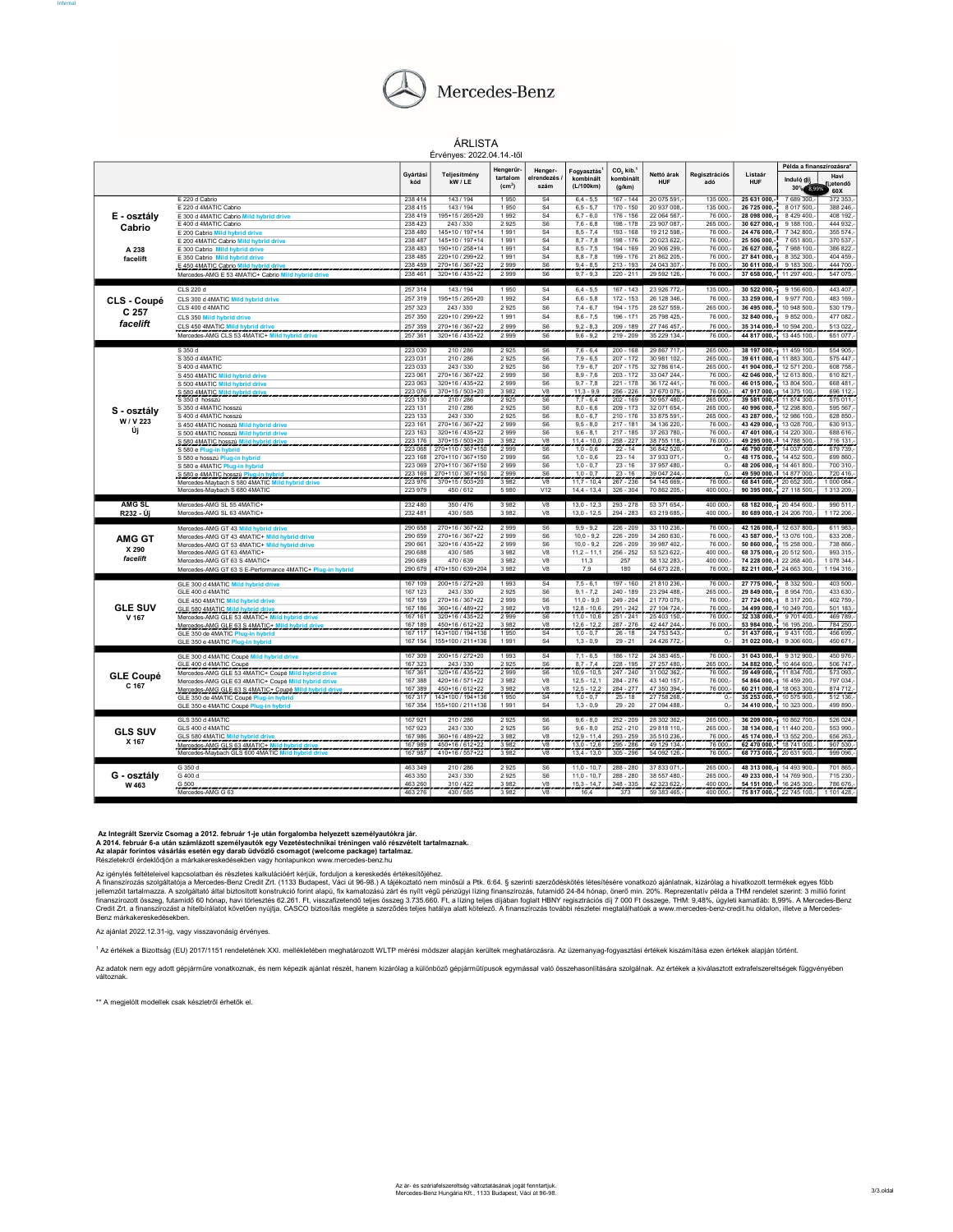Mercedes-Benz

# ÁRLISTA

Érvényes: 2022.04.14.-től

| | | Gyártási kód | Teljesítmény kW / LE | Hengerűr-tartalom ($cm^3$) | Henger-elrendezés / szám | Fogyasztás[1] kombinált (L/100km) | $CO_2$ kib.[1] kombinált (g/km) | Nettó árak HUF | Regisztrációs adó | Listaár HUF | Példa a finanszírozásra* Induló díj 30% 8,99% | Havi fizetendő 60X |
|---|---|---|---|---|---|---|---|---|---|---|---|---|
| **E - osztály Cabrio** A 238 facelift | E 220 d Cabrio | 238 414 | 143 / 194 | 1 950 | S4 | 6,4 - 5,5 | 167 - 144 | 20 075 591,- | 135 000,- | 25 631 000,- | 7 689 300,- | 372 353,- |
| | E 220 d 4MATIC Cabrio | 238 415 | 143 / 194 | 1 950 | S4 | 6,5 - 5,7 | 170 - 150 | 20 937 008,- | 135 000,- | 26 725 000,- | 8 017 500,- | 388 246,- |
| | E 300 d 4MATIC Cabrio Mild hybrid drive | 238 419 | 195+15 / 265+20 | 1 992 | S4 | 6,7 - 6,0 | 176 - 156 | 22 064 567,- | 76 000,- | 28 098 000,- | 8 429 400,- | 408 192,- |
| | E 400 d 4MATIC Cabrio | 238 423 | 243 / 330 | 2 925 | S6 | 7,6 - 6,8 | 198 - 178 | 23 907 087,- | 265 000,- | 30 627 000,- | 9 188 100,- | 444 932,- |
| | E 200 Cabrio Mild hybrid drive | 238 480 | 145+10 / 197+14 | 1 991 | S4 | 8,5 - 7,4 | 193 - 168 | 19 212 598,- | 76 000,- | 24 476 000,- | 7 342 800,- | 355 574,- |
| | E 200 4MATIC Cabrio Mild hybrid drive | 238 487 | 145+10 / 197+14 | 1 991 | S4 | 8,7 - 7,8 | 198 - 176 | 20 023 622,- | 76 000,- | 25 506 000,- | 7 651 800,- | 370 537,- |
| | E 300 Cabrio Mild hybrid drive | 238 483 | 190+10 / 258+14 | 1 991 | S4 | 8,5 - 7,5 | 194 - 169 | 20 906 299,- | 76 000,- | 26 627 000,- | 7 988 100,- | 386 822,- |
| | E 350 Cabrio Mild hybrid drive | 238 485 | 220+10 / 299+22 | 1 991 | S4 | 8,8 - 7,8 | 199 - 176 | 21 862 205,- | 76 000,- | 27 841 000,- | 8 352 300,- | 404 459,- |
| | E 450 4MATIC Cabrio Mild hybrid drive | 238 459 | 270+16 / 367+22 | 2 999 | S6 | 9,4 - 8,5 | 213 - 193 | 24 043 307,- | 76 000,- | 30 611 000,- | 9 183 300,- | 444 700,- |
| | Mercedes-AMG E 53 4MATIC+ Cabrio Mild hybrid drive | 238 461 | 320+16 / 435+22 | 2 999 | S6 | 9,7 - 9,3 | 220 - 211 | 29 592 126,- | 76 000,- | 37 658 000,- | 11 297 400,- | 547 075,- |
| **CLS - Coupé** C 257 facelift | CLS 220 d | 257 314 | 143 / 194 | 1 950 | S4 | 6,4 - 5,5 | 167 - 143 | 23 926 772,- | 135 000,- | 30 522 000,- | 9 156 600,- | 443 407,- |
| | CLS 300 d 4MATIC Mild hybrid drive | 257 319 | 195+15 / 265+20 | 1 992 | S4 | 6,6 - 5,8 | 172 - 153 | 26 128 346,- | 76 000,- | 33 259 000,- | 9 977 700,- | 483 169,- |
| | CLS 400 d 4MATIC | 257 323 | 243 / 330 | 2 925 | S6 | 7,4 - 6,7 | 194 - 175 | 28 527 559,- | 265 000,- | 36 495 000,- | 10 948 500,- | 530 179,- |
| | CLS 350 Mild hybrid drive | 257 350 | 220+10 / 299+22 | 1 991 | S4 | 8,6 - 7,5 | 196 - 171 | 25 798 425,- | 76 000,- | 32 840 000,- | 9 852 000,- | 477 082,- |
| | CLS 450 4MATIC Mild hybrid drive | 257 359 | 270+16 / 367+22 | 2 999 | S6 | 9,2 - 8,3 | 209 - 189 | 27 746 457,- | 76 000,- | 35 314 000,- | 10 594 200,- | 513 022,- |
| | Mercedes-AMG CLS 53 4MATIC+ Mild hybrid drive | 257 361 | 320+16 / 435+22 | 2 999 | S6 | 9,6 - 9,2 | 219 - 209 | 35 229 134,- | 76 000,- | 44 817 000,- | 13 445 100,- | 651 077,- |
| **S - osztály** W / V 223 Új | S 350 d | 223 030 | 210 / 286 | 2 925 | S6 | 7,6 - 6,4 | 200 - 168 | 29 867 717,- | 265 000,- | 38 197 000,- | 11 459 100,- | 554 905,- |
| | S 350 d 4MATIC | 223 031 | 210 / 286 | 2 925 | S6 | 7,9 - 6,5 | 207 - 172 | 30 981 102,- | 265 000,- | 39 611 000,- | 11 883 300,- | 575 447,- |
| | S 400 d 4MATIC | 223 033 | 243 / 330 | 2 925 | S6 | 7,9 - 6,7 | 207 - 175 | 32 786 614,- | 265 000,- | 41 904 000,- | 12 571 200,- | 608 758,- |
| | S 450 4MATIC Mild hybrid drive | 223 061 | 270+16 / 367+22 | 2 999 | S6 | 8,9 - 7,8 | 203 - 172 | 33 047 244,- | 76 000,- | 42 046 000,- | 12 613 800,- | 610 821,- |
| | S 500 4MATIC Mild hybrid drive | 223 063 | 320+16 / 435+22 | 2 999 | S6 | 9,7 - 7,8 | 221 - 178 | 36 172 441,- | 76 000,- | 46 015 000,- | 13 804 500,- | 668 481,- |
| | S 580 4MATIC Mild hybrid drive | 223 076 | 370+15 / 503+20 | 3 982 | V8 | 11,3 - 9,9 | 256 - 226 | 37 670 079,- | 76 000,- | 47 917 000,- | 14 375 100,- | 696 112,- |
| | S 350 d hosszú | 223 130 | 210 / 286 | 2 925 | S6 | 7,7 - 6,4 | 202 - 169 | 30 957 480,- | 265 000,- | 39 581 000,- | 11 874 300,- | 575 011,- |
| | S 350 d 4MATIC hosszú | 223 131 | 210 / 286 | 2 925 | S6 | 8,0 - 6,6 | 209 - 173 | 32 071 654,- | 265 000,- | 40 996 000,- | 12 298 800,- | 595 567,- |
| | S 400 d 4MATIC hosszú | 223 133 | 243 / 330 | 2 925 | S6 | 8,0 - 6,7 | 210 - 176 | 33 875 591,- | 265 000,- | 43 287 000,- | 12 986 100,- | 628 850,- |
| | S 450 4MATIC hosszú Mild hybrid drive | 223 161 | 270+16 / 367+22 | 2 999 | S6 | 9,5 - 8,0 | 217 - 181 | 34 136 220,- | 76 000,- | 43 429 000,- | 13 028 700,- | 630 913,- |
| | S 500 4MATIC hosszú Mild hybrid drive | 223 163 | 320+16 / 435+22 | 2 999 | S6 | 9,6 - 8,1 | 217 - 185 | 37 263 780,- | 76 000,- | 47 401 000,- | 14 220 300,- | 688 616,- |
| | S 580 4MATIC hosszú Mild hybrid drive | 223 176 | 370+15 / 503+20 | 3 982 | V8 | 11,4 - 10,0 | 258 - 227 | 38 755 118,- | 76 000,- | 49 295 000,- | 14 788 500,- | 716 131,- |
| | S 580 e Plug-in hybrid | 223 068 | 270+110 / 367+150 | 2 999 | S6 | 1,0 - 0,6 | 22 - 14 | 36 842 520,- | 0,- | 46 790 000,- | 14 037 000,- | 679 739,- |
| | S 580 e hosszú Plug-in hybrid | 223 168 | 270+110 / 367+150 | 2 999 | S6 | 1,0 - 0,6 | 23 - 14 | 37 933 071,- | 0,- | 48 175 000,- | 14 452 500,- | 699 860,- |
| | S 580 e 4MATIC Plug-in hybrid | 223 069 | 270+110 / 367+150 | 2 999 | S6 | 1,0 - 0,7 | 23 - 16 | 37 957 480,- | 0,- | 48 206 000,- | 14 461 800,- | 700 310,- |
| | S 580 e 4MATIC hosszú Plug-in hybrid | 223 169 | 270+110 / 367+150 | 2 999 | S6 | 1,0 - 0,7 | 23 - 18 | 39 047 244,- | 0,- | 49 590 000,- | 14 877 000,- | 720 416,- |
| | Mercedes-Maybach S 580 4MATIC Mild hybrid drive | 223 976 | 370+15 / 503+20 | 3 982 | V8 | 11,7 - 10,4 | 267 - 236 | 54 145 669,- | 76 000,- | 68 841 000,- | 20 652 300,- | 1 000 084,- |
| | Mercedes-Maybach S 680 4MATIC | 223 979 | 450 / 612 | 5 980 | V12 | 14,4 - 13,4 | 326 - 304 | 70 862 205,- | 400 000,- | 90 395 000,- | 27 118 500,- | 1 313 209,- |
| **AMG SL** R232 - Új | Mercedes-AMG SL 55 4MATIC+ | 232 480 | 350 / 476 | 3 982 | V8 | 13,0 - 12,3 | 293 - 278 | 53 371 654,- | 400 000,- | 68 182 000,- | 20 454 600,- | 990 511,- |
| | Mercedes-AMG SL 63 4MATIC+ | 232 481 | 430 / 585 | 3 982 | V8 | 13,0 - 12,5 | 294 - 283 | 63 219 685,- | 400 000,- | 80 689 000,- | 24 206 700,- | 1 172 206,- |
| **AMG GT** X 290 facelift | Mercedes-AMG GT 43 Mild hybrid drive | 290 658 | 270+16 / 367+22 | 2 999 | S6 | 9,9 - 9,2 | 226 - 209 | 33 110 236,- | 76 000,- | 42 126 000,- | 12 637 800,- | 611 983,- |
| | Mercedes-AMG GT 43 4MATIC+ Mild hybrid drive | 290 659 | 270+16 / 367+22 | 2 999 | S6 | 10,0 - 9,2 | 226 - 209 | 34 260 630,- | 76 000,- | 43 587 000,- | 13 076 100,- | 633 208,- |
| | Mercedes-AMG GT 53 4MATIC+ Mild hybrid drive | 290 661 | 320+16 / 435+22 | 2 999 | S6 | 10,0 - 9,2 | 226 - 209 | 39 987 402,- | 76 000,- | 50 860 000,- | 15 258 000,- | 738 866,- |
| | Mercedes-AMG GT 63 4MATIC+ | 290 688 | 430 / 585 | 3 982 | V8 | 11,2 - 11,1 | 256 - 252 | 53 523 622,- | 400 000,- | 68 375 000,- | 20 512 500,- | 993 315,- |
| | Mercedes-AMG GT 63 S 4MATIC+ | 290 689 | 470 / 639 | 3 982 | V8 | 11,3 | 257 | 58 132 283,- | 400 000,- | 74 228 000,- | 22 268 400,- | 1 078 344,- |
| | Mercedes-AMG GT 63 S E-Performance 4MATIC+ Plug-in hybrid | 290 679 | 470+150 / 639+204 | 3 982 | V8 | 7,9 | 180 | 64 673 228,- | 76 000,- | 82 211 000,- | 24 663 300,- | 1 194 316,- |
| **GLE SUV** V 167 | GLE 300 d 4MATIC Mild hybrid drive | 167 109 | 200+15 / 272+20 | 1 993 | S4 | 7,5 - 6,1 | 197 - 160 | 21 810 236,- | 76 000,- | 27 775 000,- | 8 332 500,- | 403 500,- |
| | GLE 400 d 4MATIC | 167 123 | 243 / 330 | 2 925 | S6 | 9,1 - 7,2 | 240 - 189 | 23 294 488,- | 265 000,- | 29 849 000,- | 8 954 700,- | 433 630,- |
| | GLE 450 4MATIC Mild hybrid drive | 167 159 | 270+16 / 367+22 | 2 999 | S6 | 11,0 - 9,0 | 249 - 204 | 21 770 079,- | 76 000,- | 27 724 000,- | 8 317 200,- | 402 759,- |
| | GLE 580 4MATIC Mild hybrid drive | 167 186 | 360+16 / 489+22 | 3 982 | V8 | 12,8 - 10,6 | 291 - 242 | 27 104 724,- | 76 000,- | 34 499 000,- | 10 349 700,- | 501 183,- |
| | Mercedes-AMG GLE 53 4MATIC+ Mild hybrid drive | 167 161 | 320+16 / 435+22 | 2 999 | S6 | 11,0 - 10,6 | 251 - 241 | 25 403 150,- | 76 000,- | 32 338 000,- | 9 701 400,- | 469 789,- |
| | Mercedes-AMG GLE 63 S 4MATIC+ Mild hybrid drive | 167 189 | 450+16 / 612+22 | 3 982 | V8 | 12,6 - 12,2 | 287 - 276 | 42 447 244,- | 76 000,- | 53 984 000,- | 16 195 200,- | 784 250,- |
| | GLE 350 de 4MATIC Plug-in hybrid | 167 117 | 143+100 / 194+136 | 1 950 | S4 | 1,0 - 0,7 | 26 - 18 | 24 753 543,- | 0,- | 31 437 000,- | 9 431 100,- | 456 699,- |
| | GLE 350 e 4MATIC Plug-in hybrid | 167 154 | 155+100 / 211+136 | 1 991 | S4 | 1,3 - 0,9 | 29 - 21 | 24 426 772,- | 0,- | 31 022 000,- | 9 306 600,- | 450 671,- |
| **GLE Coupé** C 167 | GLE 300 d 4MATIC Coupé Mild hybrid drive | 167 309 | 200+15 / 272+20 | 1 993 | S4 | 7,1 - 6,5 | 186 - 172 | 24 383 465,- | 76 000,- | 31 043 000,- | 9 312 900,- | 450 976,- |
| | GLE 400 d 4MATIC Coupé | 167 323 | 243 / 330 | 2 925 | S6 | 8,7 - 7,4 | 228 - 195 | 27 257 480,- | 265 000,- | 34 882 000,- | 10 464 600,- | 506 747,- |
| | Mercedes-AMG GLE 53 4MATIC+ Coupé Mild hybrid drive | 167 361 | 320+16 / 435+22 | 2 999 | S6 | 10,9 - 10,5 | 247 - 240 | 31 002 362,- | 76 000,- | 39 449 000,- | 11 834 700,- | 573 093,- |
| | Mercedes-AMG GLE 63 4MATIC+ Coupé Mild hybrid drive | 167 388 | 420+16 / 571+22 | 3 982 | V8 | 12,5 - 12,1 | 284 - 276 | 43 140 157,- | 76 000,- | 54 864 000,- | 16 459 200,- | 797 034,- |
| | Mercedes-AMG GLE 63 S 4MATIC+ Coupé Mild hybrid drive | 167 389 | 450+16 / 612+22 | 3 982 | V8 | 12,5 - 12,2 | 284 - 277 | 47 350 394,- | 76 000,- | 60 211 000,- | 18 063 300,- | 874 712,- |
| | GLE 350 de 4MATIC Coupé Plug-in hybrid | 167 317 | 143+100 / 194+136 | 1 950 | S4 | 1,0 - 0,7 | 25 - 18 | 27 758 268,- | 0,- | 35 253 000,- | 10 575 900,- | 512 136,- |
| | GLE 350 e 4MATIC Coupé Plug-in hybrid | 167 354 | 155+100 / 211+136 | 1 991 | S4 | 1,3 - 0,9 | 29 - 20 | 27 094 488,- | 0,- | 34 410 000,- | 10 323 000,- | 499 890,- |
| **GLS SUV** X 167 | GLS 350 d 4MATIC | 167 921 | 210 / 286 | 2 925 | S6 | 9,6 - 8,0 | 252 - 209 | 28 302 362,- | 265 000,- | 36 209 000,- | 10 862 700,- | 526 024,- |
| | GLS 400 d 4MATIC | 167 923 | 243 / 330 | 2 925 | S6 | 9,6 - 8,0 | 252 - 210 | 29 818 110,- | 265 000,- | 38 134 000,- | 11 440 200,- | 553 990,- |
| | GLS 580 4MATIC Mild hybrid drive | 167 986 | 360+16 / 489+22 | 3 982 | V8 | 12,9 - 11,4 | 293 - 259 | 35 510 236,- | 76 000,- | 45 174 000,- | 13 552 200,- | 656 263,- |
| | Mercedes-AMG GLS 63 4MATIC+ Mild hybrid drive | 167 989 | 450+16 / 612+22 | 3 982 | V8 | 13,0 - 12,6 | 295 - 286 | 49 129 134,- | 76 000,- | 62 470 000,- | 18 741 000,- | 907 530,- |
| | Mercedes-Maybach GLS 600 4MATIC Mild hybrid drive | 167 987 | 410+16 / 557+22 | 3 982 | V8 | 13,4 - 13,0 | 305 - 296 | 54 092 126,- | 76 000,- | 68 773 000,- | 20 631 900,- | 999 096,- |
| **G - osztály** W 463 | G 350 d | 463 349 | 210 / 286 | 2 925 | S6 | 11,0 - 10,7 | 288 - 280 | 37 833 071,- | 265 000,- | 48 313 000,- | 14 493 900,- | 701 865,- |
| | G 400 d | 463 350 | 243 / 330 | 2 925 | S6 | 11,0 - 10,7 | 288 - 280 | 38 557 480,- | 265 000,- | 49 233 000,- | 14 769 900,- | 715 230,- |
| | G 500 | 463 260 | 310 / 422 | 3 982 | V8 | 15,3 - 14,7 | 348 - 335 | 42 323 622,- | 400 000,- | 54 151 000,- | 16 245 300,- | 786 676,- |
| | Mercedes-AMG G 63 | 463 276 | 430 / 585 | 3 982 | V8 | 16,4 | 373 | 59 383 465,- | 400 000,- | 75 817 000,- | 22 745 100,- | 1 101 428,- |

**Az Integrált Szerviz Csomag a 2012. február 1-je után forgalomba helyezett személyautókra jár.**
**A 2014. február 6-a után számlázott személyautók egy Vezetéstechnikai tréningen való részvételt tartalmaznak.**
**Az alapár forintos vásárlás esetén egy darab üdvözlő csomagot (welcome package) tartalmaz.**
Részletekről érdeklődjön a márkakereskedésekben vagy honlapunkon www.mercedes-benz.hu

Az igényelés feltételeivel kapcsolatban és részletes kalkulációért kérjük, forduljon a kereskedés értékesítőjéhez.
A finanszírozás szolgáltatója a Mercedes-Benz Credit Zrt. (1133 Budapest, Váci út 96-98.) A tájékoztató nem minősül a Ptk. 6:64. § szerinti szerződéskötés létesítésére vonatkozó ajánlatnak, kizárólag a hivatkozott termékek egyes főbb jellemzőit tartalmazza. A szolgáltató által biztosított konstrukció forint alapú, fix kamatozású zárt és nyílt végű pénzügyi lízing finanszírozás, futamidő 24-84 hónap, önerő min. 20%. Reprezentatív példa a THM rendelet szerint: 3 millió forint finanszírozott összeg, futamidő 60 hónap, havi törlesztés 62.261. Ft, visszafizetendő teljes összeg 3.735.660. Ft, a lízing teljes díjában foglalt HBNY regisztrációs díj 7 000 Ft összege, THM: 9,48%, ügyleti kamatláb: 8,99%. A Mercedes-Benz Credit Zrt. a finanszírozást a hitelbírálatot követően nyújtja. CASCO biztosítás megléte a szerződés teljes hatálya alatt kötelező. A finanszírozás további részletei megtalálhatóak a www.mercedes-benz-credit.hu oldalon, illetve a Mercedes-Benz márkakereskedésekben.

Az ajánlat 2022.12.31-ig, vagy visszavonásig érvényes.

[1] Az értékek a Bizottság (EU) 2017/1151 rendeletének XXI. mellékletében meghatározott WLTP mérési módszer alapján kerültek meghatározásra. Az üzemanyag-fogyasztási értékek kiszámítása ezen értékek alapján történt.

Az adatok nem egy adott gépjárműre vonatkoznak, és nem képezik ajánlat részét, hanem kizárólag a különböző gépjárműtípusok egymással való összehasonlítására szolgálnak. Az értékek a kiválasztott extrafelszereltségek függvényében változnak.

** A megjelölt modellek csak készletről érhetők el.

Az ár- és széria felszereltség változtatásának jogát fenntartjuk.
Mercedes-Benz Hungária Kft., 1133 Budapest, Váci út 96-98.